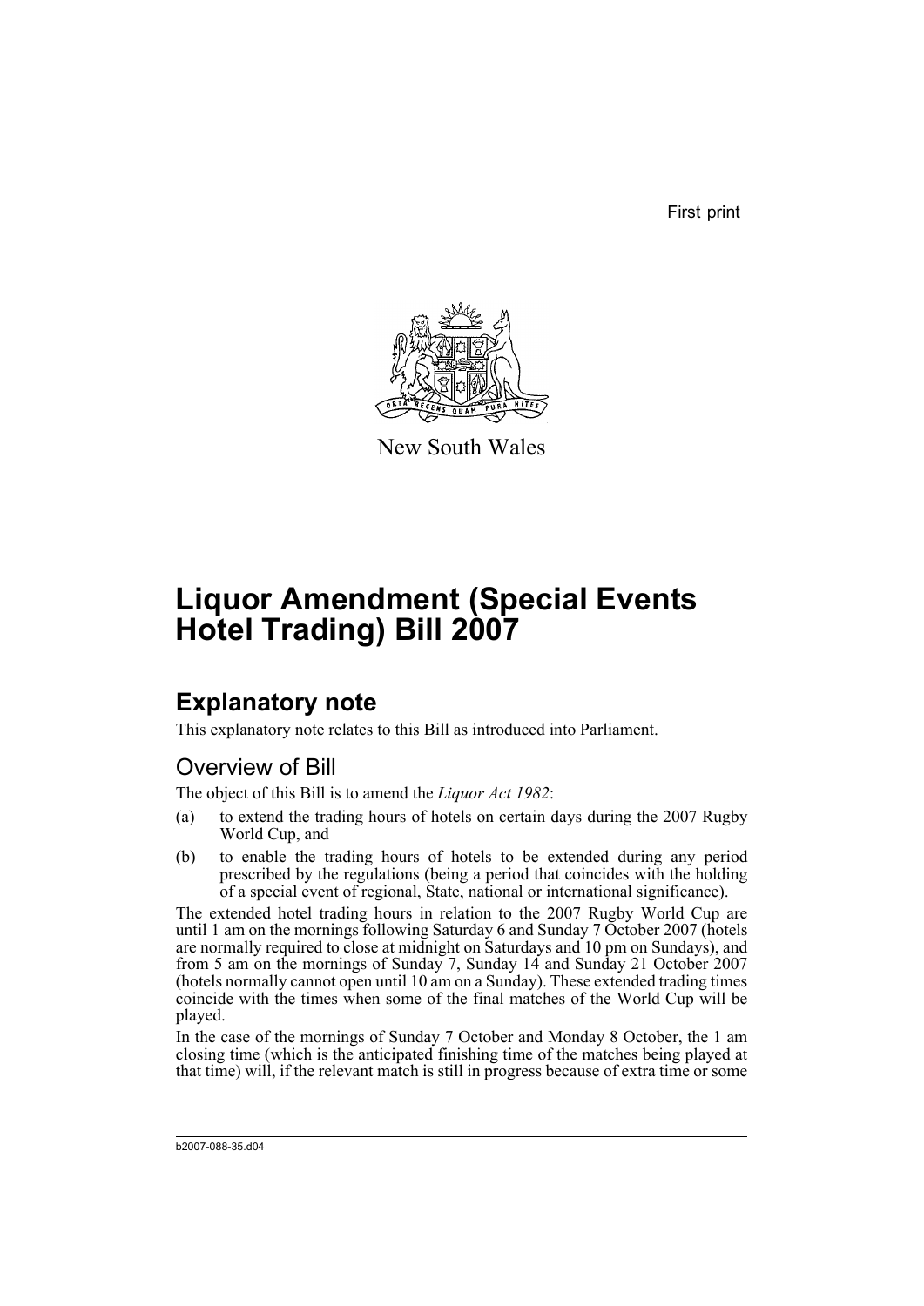First print

New South Wales

# Liquor Amendment (Special Events Hotel Trading) Bill 2007

## Explanatory note

This explanatory note relates to this Bill as introduced into Parliament.

### Overview of Bill

The object of this Bill is to amend the *Liquor Act 1982*:

(a) to extend the trading hours of hotels on certain days during the 2007 Rugby World Cup, and

(b) to enable the trading hours of hotels to be extended during any period prescribed by the regulations (being a period that coincides with the holding of a special event of regional, State, national or international significance).

The extended hotel trading hours in relation to the 2007 Rugby World Cup are until 1 am on the mornings following Saturday 6 and Sunday 7 October 2007 (hotels are normally required to close at midnight on Saturdays and 10 pm on Sundays), and from 5 am on the mornings of Sunday 7, Sunday 14 and Sunday 21 October 2007 (hotels normally cannot open until 10 am on a Sunday). These extended trading times coincide with the times when some of the final matches of the World Cup will be played.

In the case of the mornings of Sunday 7 October and Monday 8 October, the 1 am closing time (which is the anticipated finishing time of the matches being played at that time) will, if the relevant match is still in progress because of extra time or some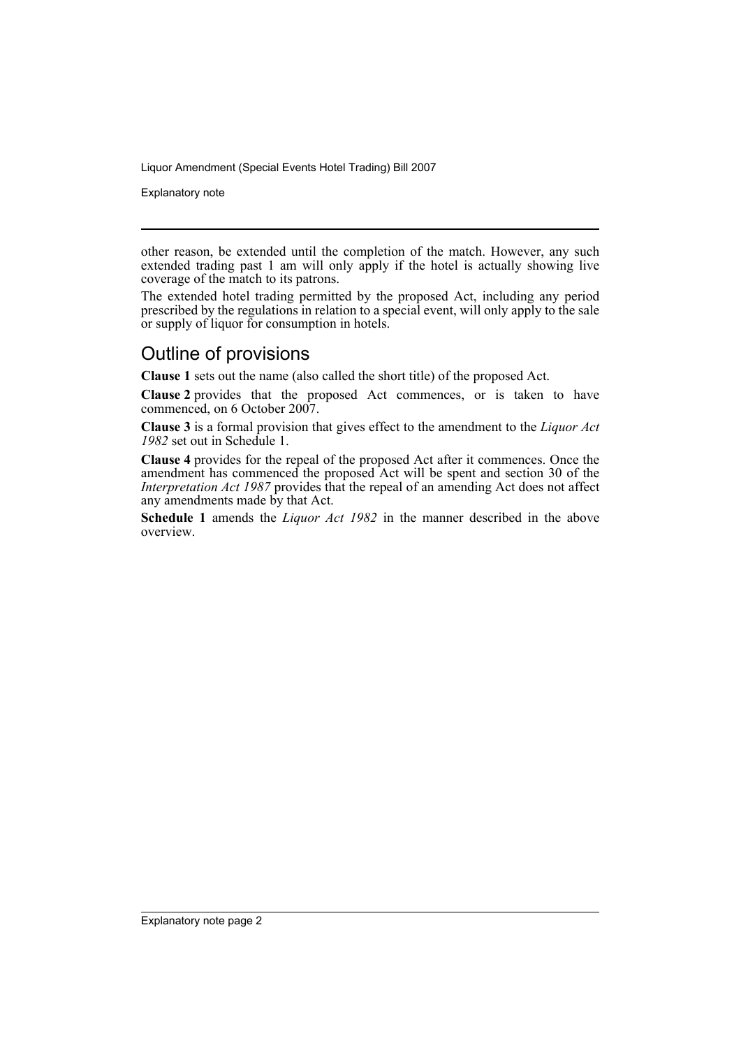other reason, be extended until the completion of the match. However, any such extended trading past 1 am will only apply if the hotel is actually showing live coverage of the match to its patrons.

The extended hotel trading permitted by the proposed Act, including any period prescribed by the regulations in relation to a special event, will only apply to the sale or supply of liquor for consumption in hotels.

## Outline of provisions

**Clause 1** sets out the name (also called the short title) of the proposed Act.

**Clause 2** provides that the proposed Act commences, or is taken to have commenced, on 6 October 2007.

**Clause 3** is a formal provision that gives effect to the amendment to the *Liquor Act 1982* set out in Schedule 1.

**Clause 4** provides for the repeal of the proposed Act after it commences. Once the amendment has commenced the proposed Act will be spent and section 30 of the *Interpretation Act 1987* provides that the repeal of an amending Act does not affect any amendments made by that Act.

**Schedule 1** amends the *Liquor Act 1982* in the manner described in the above overview.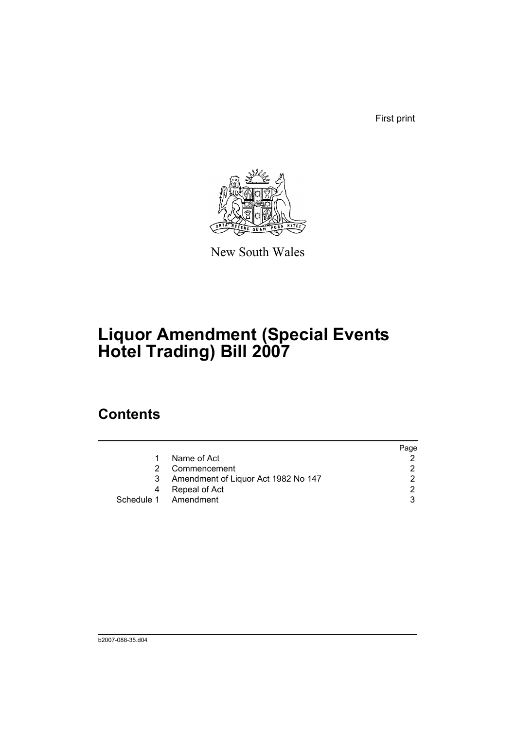First print

New South Wales

# Liquor Amendment (Special Events Hotel Trading) Bill 2007

## Contents

| | | Page |
|---|---|---|
| 1 | Name of Act | 2 |
| 2 | Commencement | 2 |
| 3 | Amendment of Liquor Act 1982 No 147 | 2 |
| 4 | Repeal of Act | 2 |
| Schedule 1 | Amendment | 3 |

b2007-088-35.d04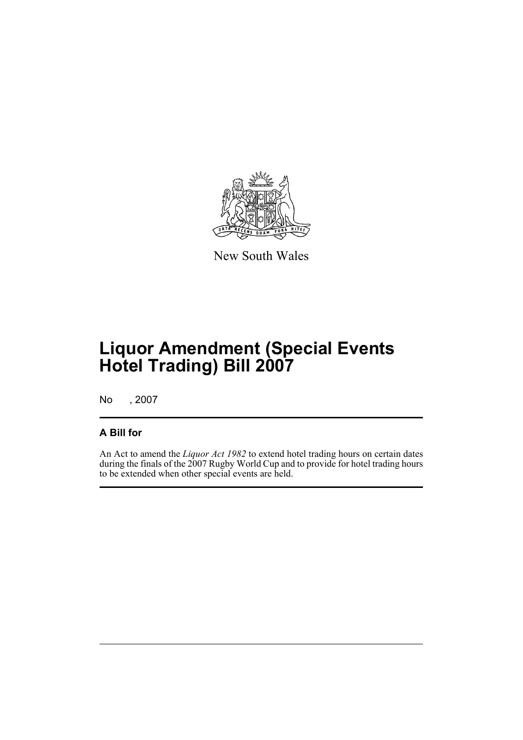New South Wales

# Liquor Amendment (Special Events Hotel Trading) Bill 2007

No , 2007

### A Bill for

An Act to amend the *Liquor Act 1982* to extend hotel trading hours on certain dates during the finals of the 2007 Rugby World Cup and to provide for hotel trading hours to be extended when other special events are held.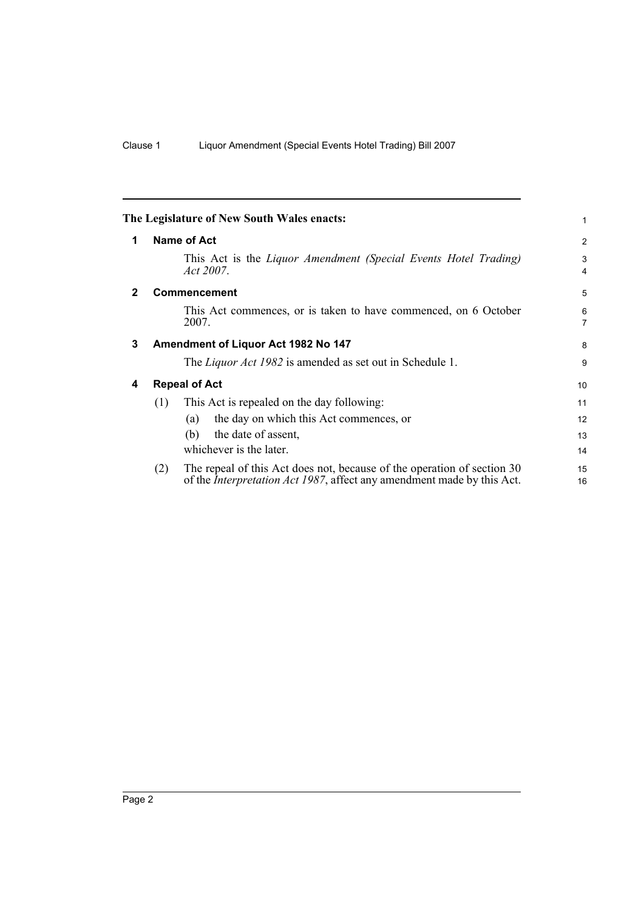**The Legislature of New South Wales enacts:**

## 1 Name of Act

This Act is the *Liquor Amendment (Special Events Hotel Trading) Act 2007*.

## 2 Commencement

This Act commences, or is taken to have commenced, on 6 October 2007.

## 3 Amendment of Liquor Act 1982 No 147

The *Liquor Act 1982* is amended as set out in Schedule 1.

## 4 Repeal of Act

(1) This Act is repealed on the day following:

   (a) the day on which this Act commences, or

   (b) the date of assent,

   whichever is the later.

(2) The repeal of this Act does not, because of the operation of section 30 of the *Interpretation Act 1987*, affect any amendment made by this Act.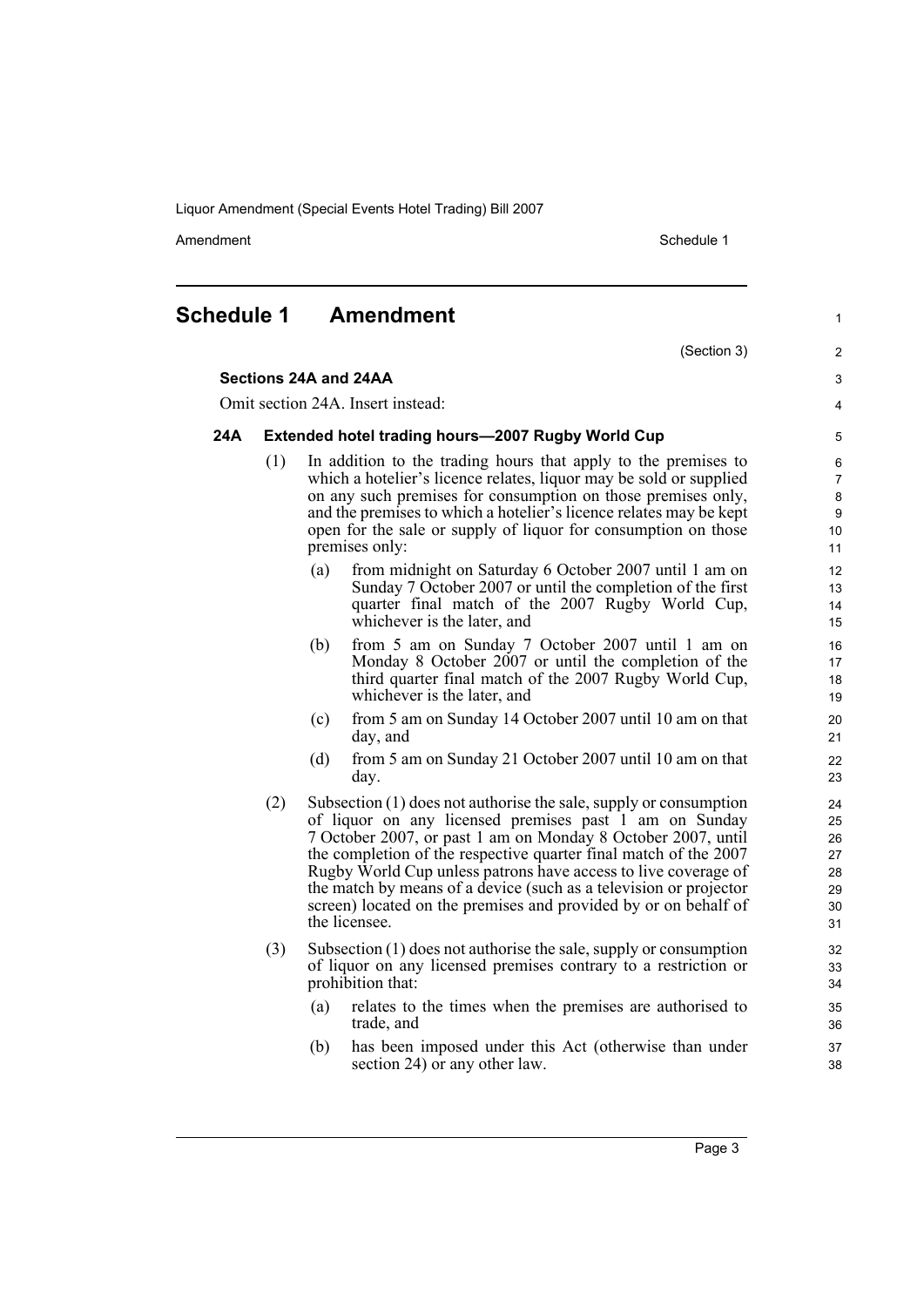# Schedule 1 Amendment

(Section 3)

**Sections 24A and 24AA**

Omit section 24A. Insert instead:

### 24A Extended hotel trading hours—2007 Rugby World Cup

(1) In addition to the trading hours that apply to the premises to which a hotelier's licence relates, liquor may be sold or supplied on any such premises for consumption on those premises only, and the premises to which a hotelier's licence relates may be kept open for the sale or supply of liquor for consumption on those premises only:

- (a) from midnight on Saturday 6 October 2007 until 1 am on Sunday 7 October 2007 or until the completion of the first quarter final match of the 2007 Rugby World Cup, whichever is the later, and
- (b) from 5 am on Sunday 7 October 2007 until 1 am on Monday 8 October 2007 or until the completion of the third quarter final match of the 2007 Rugby World Cup, whichever is the later, and
- (c) from 5 am on Sunday 14 October 2007 until 10 am on that day, and
- (d) from 5 am on Sunday 21 October 2007 until 10 am on that day.

(2) Subsection (1) does not authorise the sale, supply or consumption of liquor on any licensed premises past 1 am on Sunday 7 October 2007, or past 1 am on Monday 8 October 2007, until the completion of the respective quarter final match of the 2007 Rugby World Cup unless patrons have access to live coverage of the match by means of a device (such as a television or projector screen) located on the premises and provided by or on behalf of the licensee.

(3) Subsection (1) does not authorise the sale, supply or consumption of liquor on any licensed premises contrary to a restriction or prohibition that:

- (a) relates to the times when the premises are authorised to trade, and
- (b) has been imposed under this Act (otherwise than under section 24) or any other law.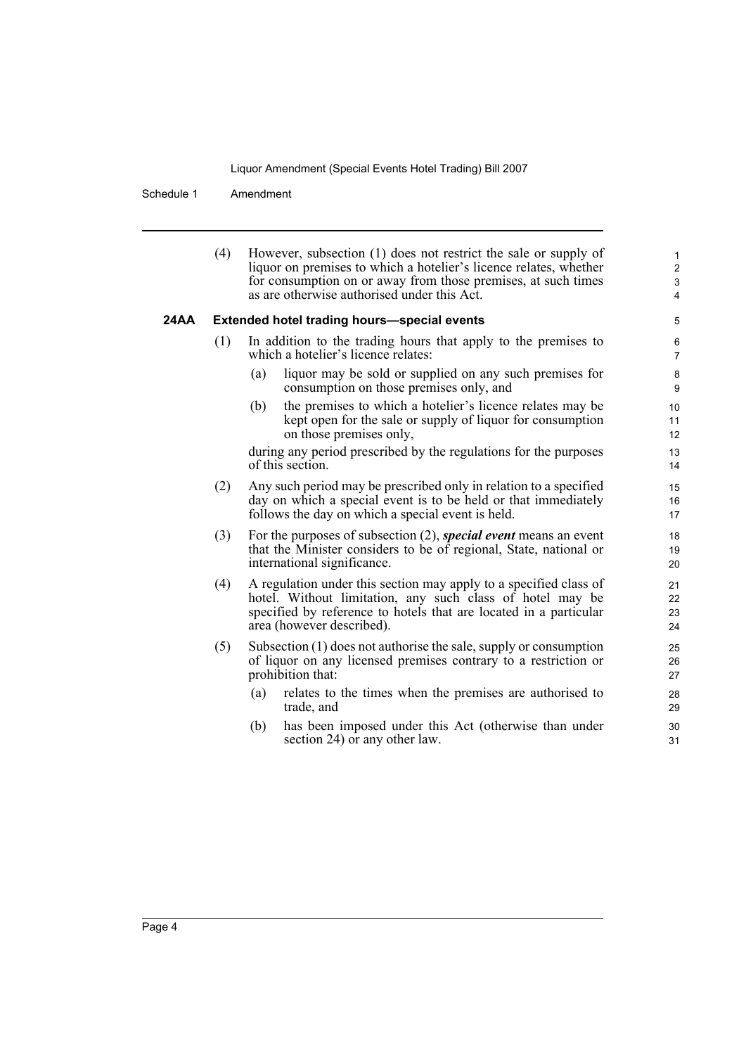(4) However, subsection (1) does not restrict the sale or supply of liquor on premises to which a hotelier's licence relates, whether for consumption on or away from those premises, at such times as are otherwise authorised under this Act.

### 24AA Extended hotel trading hours—special events

(1) In addition to the trading hours that apply to the premises to which a hotelier's licence relates:

- (a) liquor may be sold or supplied on any such premises for consumption on those premises only, and
- (b) the premises to which a hotelier's licence relates may be kept open for the sale or supply of liquor for consumption on those premises only,

during any period prescribed by the regulations for the purposes of this section.

(2) Any such period may be prescribed only in relation to a specified day on which a special event is to be held or that immediately follows the day on which a special event is held.

(3) For the purposes of subsection (2), ***special event*** means an event that the Minister considers to be of regional, State, national or international significance.

(4) A regulation under this section may apply to a specified class of hotel. Without limitation, any such class of hotel may be specified by reference to hotels that are located in a particular area (however described).

(5) Subsection (1) does not authorise the sale, supply or consumption of liquor on any licensed premises contrary to a restriction or prohibition that:

- (a) relates to the times when the premises are authorised to trade, and
- (b) has been imposed under this Act (otherwise than under section 24) or any other law.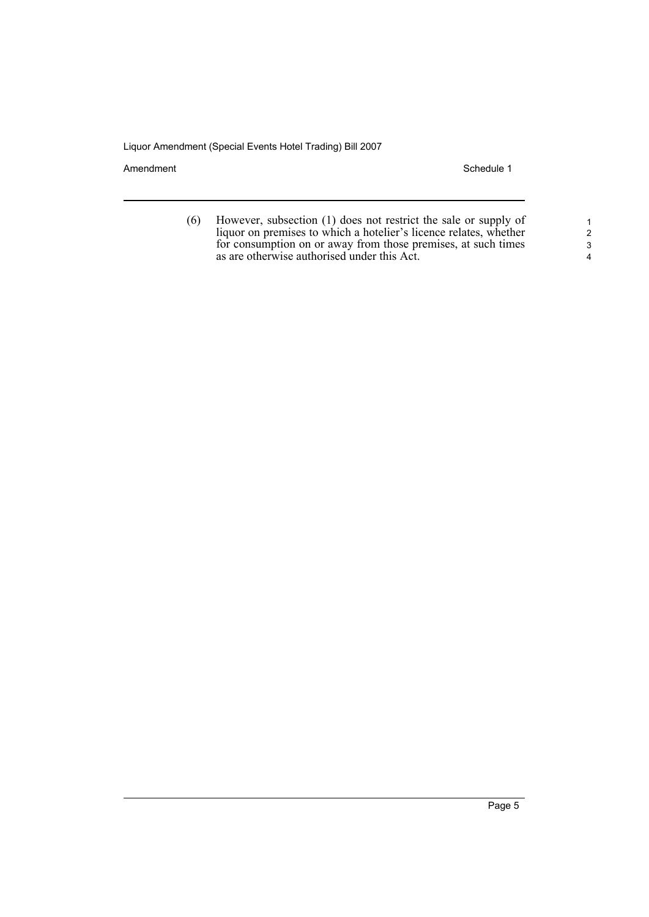(6) However, subsection (1) does not restrict the sale or supply of liquor on premises to which a hotelier's licence relates, whether for consumption on or away from those premises, at such times as are otherwise authorised under this Act.